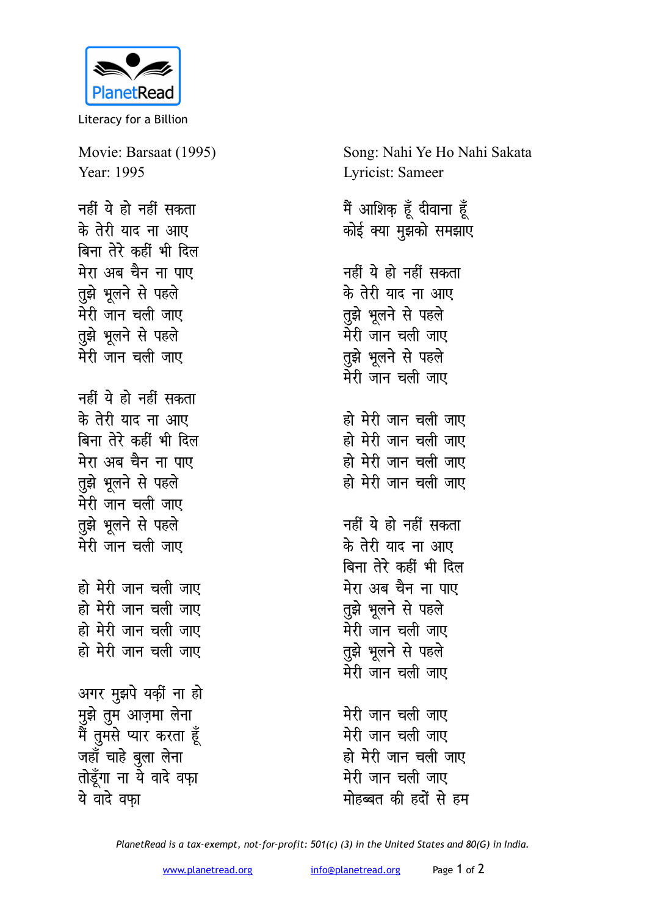PlanetRead

Literacy for a Billion

Movie: Barsaat (1995)
Year: 1995

Song: Nahi Ye Ho Nahi Sakata
Lyricist: Sameer

नहीं ये हो नहीं सकता
के तेरी याद ना आए
बिना तेरे कहीं भी दिल
मेरा अब चैन ना पाए
तुझे भूलने से पहले
मेरी जान चली जाए
तुझे भूलने से पहले
मेरी जान चली जाए

नहीं ये हो नहीं सकता
के तेरी याद ना आए
बिना तेरे कहीं भी दिल
मेरा अब चैन ना पाए
तुझे भूलने से पहले
मेरी जान चली जाए
तुझे भूलने से पहले
मेरी जान चली जाए

हो मेरी जान चली जाए
हो मेरी जान चली जाए
हो मेरी जान चली जाए
हो मेरी जान चली जाए

अगर मुझपे यक़ीं ना हो
मुझे तुम आज़मा लेना
मैं तुमसे प्यार करता हूँ
जहाँ चाहे बुला लेना
तोड़ूँगा ना ये वादे वफ़ा
ये वादे वफ़ा

मैं आशिक़ हूँ दीवाना हूँ
कोई क्या मुझको समझाए

नहीं ये हो नहीं सकता
के तेरी याद ना आए
तुझे भूलने से पहले
मेरी जान चली जाए
तुझे भूलने से पहले
मेरी जान चली जाए

हो मेरी जान चली जाए
हो मेरी जान चली जाए
हो मेरी जान चली जाए
हो मेरी जान चली जाए

नहीं ये हो नहीं सकता
के तेरी याद ना आए
बिना तेरे कहीं भी दिल
मेरा अब चैन ना पाए
तुझे भूलने से पहले
मेरी जान चली जाए
तुझे भूलने से पहले
मेरी जान चली जाए

मेरी जान चली जाए
मेरी जान चली जाए
हो मेरी जान चली जाए
मेरी जान चली जाए
मोहब्बत की हदों से हम

*PlanetRead is a tax-exempt, not-for-profit: 501(c) (3) in the United States and 80(G) in India.*

www.planetread.org info@planetread.org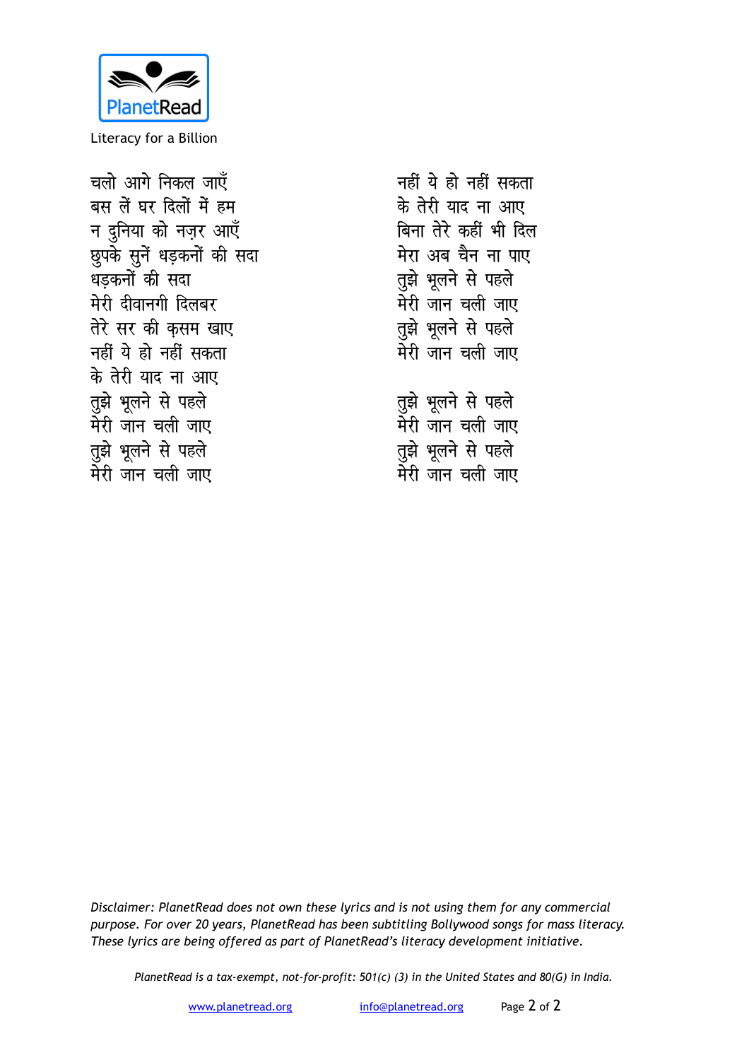PlanetRead

Literacy for a Billion

चलो आगे निकल जाएँ
बस लें घर दिलों में हम
न दुनिया को नज़र आएँ
छुपके सुनें धड़कनों की सदा
धड़कनों की सदा
मेरी दीवानगी दिलबर
तेरे सर की क़सम खाए
नहीं ये हो नहीं सकता
के तेरी याद ना आए
तुझे भूलने से पहले
मेरी जान चली जाए
तुझे भूलने से पहले
मेरी जान चली जाए

नहीं ये हो नहीं सकता
के तेरी याद ना आए
बिना तेरे कहीं भी दिल
मेरा अब चैन ना पाए
तुझे भूलने से पहले
मेरी जान चली जाए
तुझे भूलने से पहले
मेरी जान चली जाए

तुझे भूलने से पहले
मेरी जान चली जाए
तुझे भूलने से पहले
मेरी जान चली जाए

*Disclaimer: PlanetRead does not own these lyrics and is not using them for any commercial purpose. For over 20 years, PlanetRead has been subtitling Bollywood songs for mass literacy. These lyrics are being offered as part of PlanetRead's literacy development initiative.*

*PlanetRead is a tax-exempt, not-for-profit: 501(c) (3) in the United States and 80(G) in India.*

www.planetread.org info@planetread.org